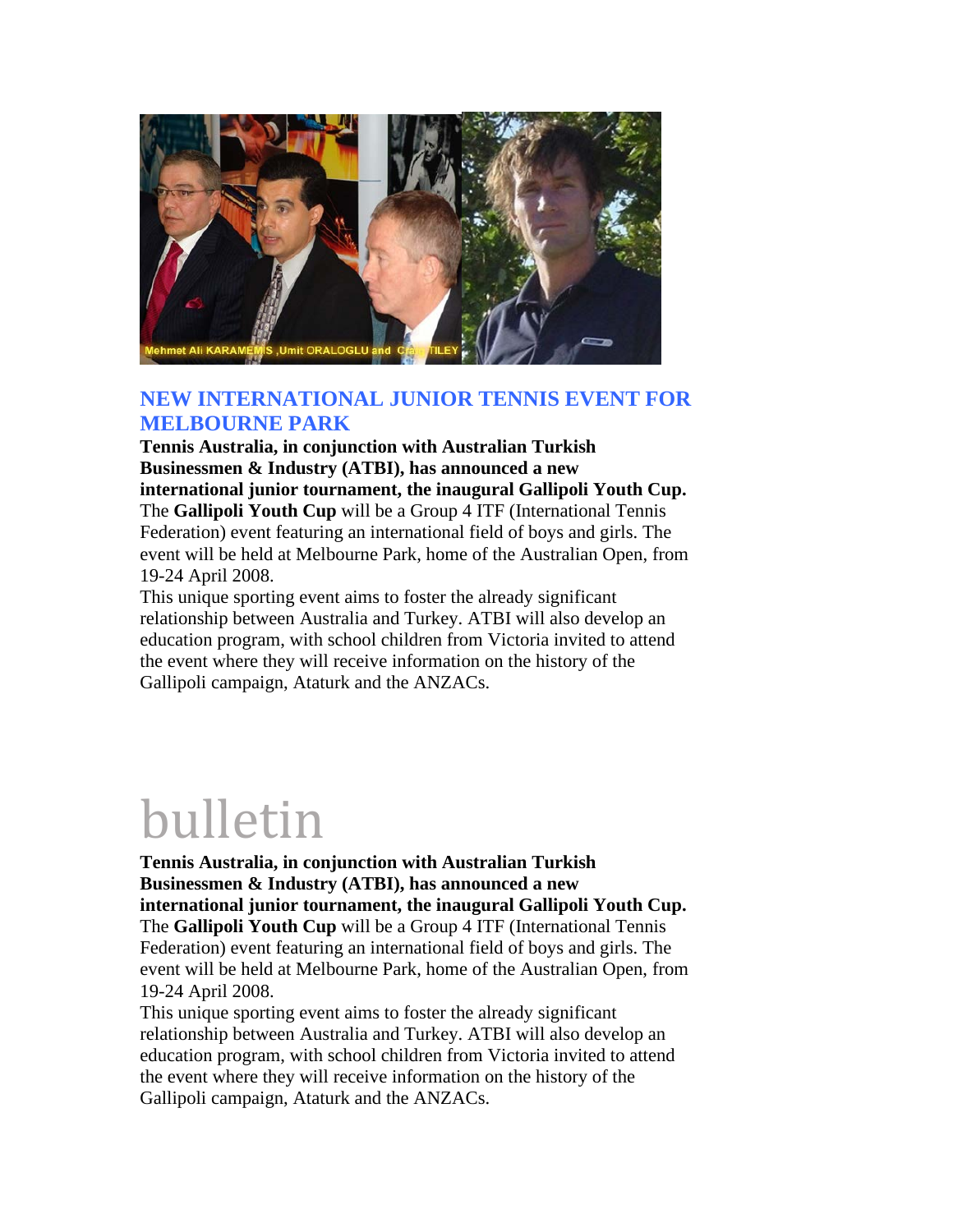Mehmet Ali KARAMEMIS ,Umit ORALOGLU and Craig TILEY

## NEW INTERNATIONAL JUNIOR TENNIS EVENT FOR MELBOURNE PARK

**Tennis Australia, in conjunction with Australian Turkish Businessmen & Industry (ATBI), has announced a new international junior tournament, the inaugural Gallipoli Youth Cup.**
The **Gallipoli Youth Cup** will be a Group 4 ITF (International Tennis Federation) event featuring an international field of boys and girls. The event will be held at Melbourne Park, home of the Australian Open, from 19-24 April 2008.
This unique sporting event aims to foster the already significant relationship between Australia and Turkey. ATBI will also develop an education program, with school children from Victoria invited to attend the event where they will receive information on the history of the Gallipoli campaign, Ataturk and the ANZACs.

# bulletin

**Tennis Australia, in conjunction with Australian Turkish Businessmen & Industry (ATBI), has announced a new international junior tournament, the inaugural Gallipoli Youth Cup.**
The **Gallipoli Youth Cup** will be a Group 4 ITF (International Tennis Federation) event featuring an international field of boys and girls. The event will be held at Melbourne Park, home of the Australian Open, from 19-24 April 2008.
This unique sporting event aims to foster the already significant relationship between Australia and Turkey. ATBI will also develop an education program, with school children from Victoria invited to attend the event where they will receive information on the history of the Gallipoli campaign, Ataturk and the ANZACs.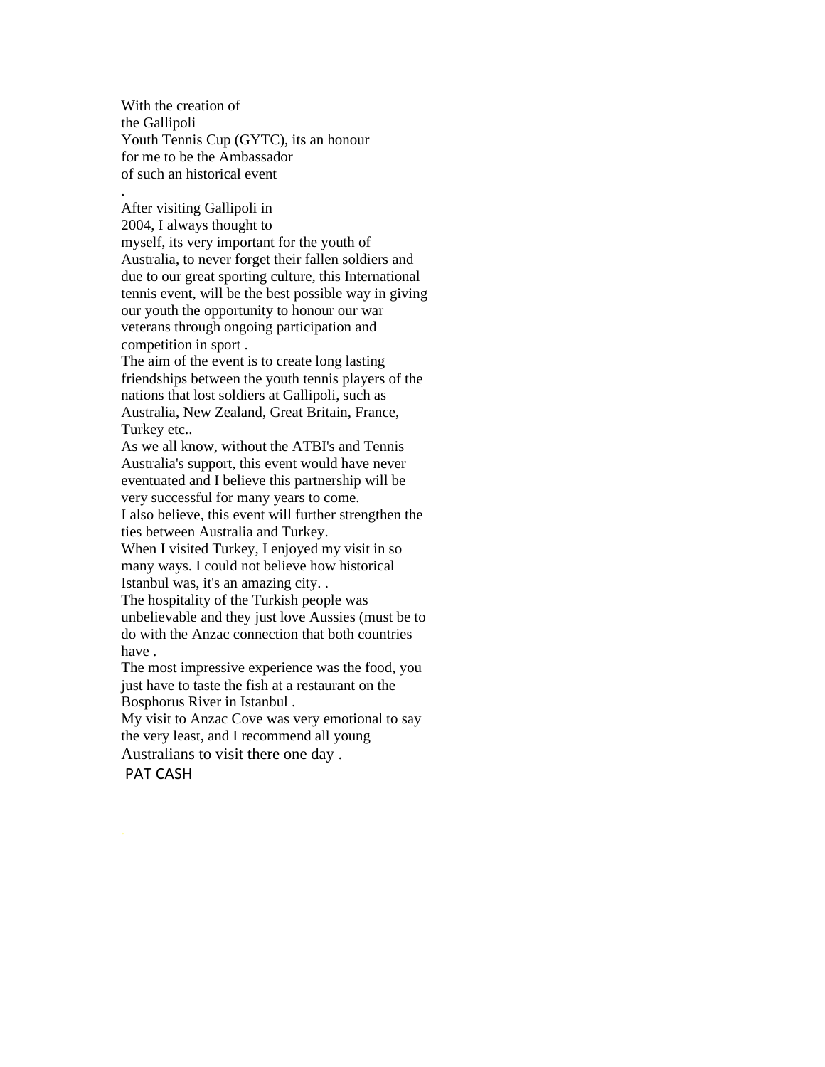With the creation of the Gallipoli Youth Tennis Cup (GYTC), its an honour for me to be the Ambassador of such an historical event

.

After visiting Gallipoli in 2004, I always thought to myself, its very important for the youth of Australia, to never forget their fallen soldiers and due to our great sporting culture, this International tennis event, will be the best possible way in giving our youth the opportunity to honour our war veterans through ongoing participation and competition in sport .

The aim of the event is to create long lasting friendships between the youth tennis players of the nations that lost soldiers at Gallipoli, such as Australia, New Zealand, Great Britain, France, Turkey etc..

As we all know, without the ATBI's and Tennis Australia's support, this event would have never eventuated and I believe this partnership will be very successful for many years to come.

I also believe, this event will further strengthen the ties between Australia and Turkey.

When I visited Turkey, I enjoyed my visit in so many ways. I could not believe how historical Istanbul was, it's an amazing city. .

The hospitality of the Turkish people was unbelievable and they just love Aussies (must be to do with the Anzac connection that both countries have .

The most impressive experience was the food, you just have to taste the fish at a restaurant on the Bosphorus River in Istanbul .

My visit to Anzac Cove was very emotional to say the very least, and I recommend all young Australians to visit there one day .

PAT CASH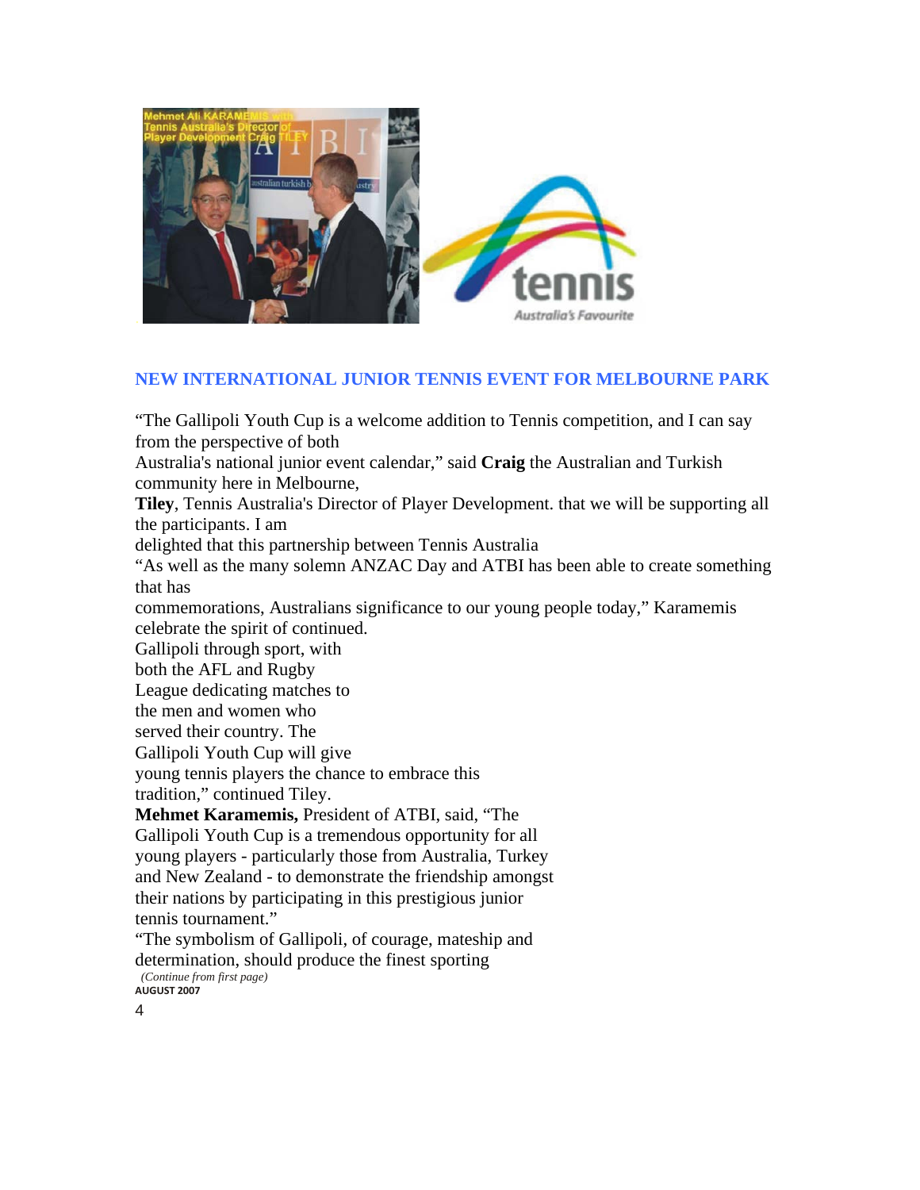## NEW INTERNATIONAL JUNIOR TENNIS EVENT FOR MELBOURNE PARK

"The Gallipoli Youth Cup is a welcome addition to Tennis competition, and I can say from the perspective of both
Australia's national junior event calendar," said **Craig** the Australian and Turkish community here in Melbourne,
**Tiley**, Tennis Australia's Director of Player Development. that we will be supporting all the participants. I am
delighted that this partnership between Tennis Australia
"As well as the many solemn ANZAC Day and ATBI has been able to create something that has
commemorations, Australians significance to our young people today," Karamemis celebrate the spirit of continued.
Gallipoli through sport, with
both the AFL and Rugby
League dedicating matches to
the men and women who
served their country. The
Gallipoli Youth Cup will give
young tennis players the chance to embrace this
tradition," continued Tiley.

**Mehmet Karamemis,** President of ATBI, said, "The Gallipoli Youth Cup is a tremendous opportunity for all young players - particularly those from Australia, Turkey and New Zealand - to demonstrate the friendship amongst their nations by participating in this prestigious junior tennis tournament."

"The symbolism of Gallipoli, of courage, mateship and determination, should produce the finest sporting

*(Continue from first page)*

**AUGUST 2007**